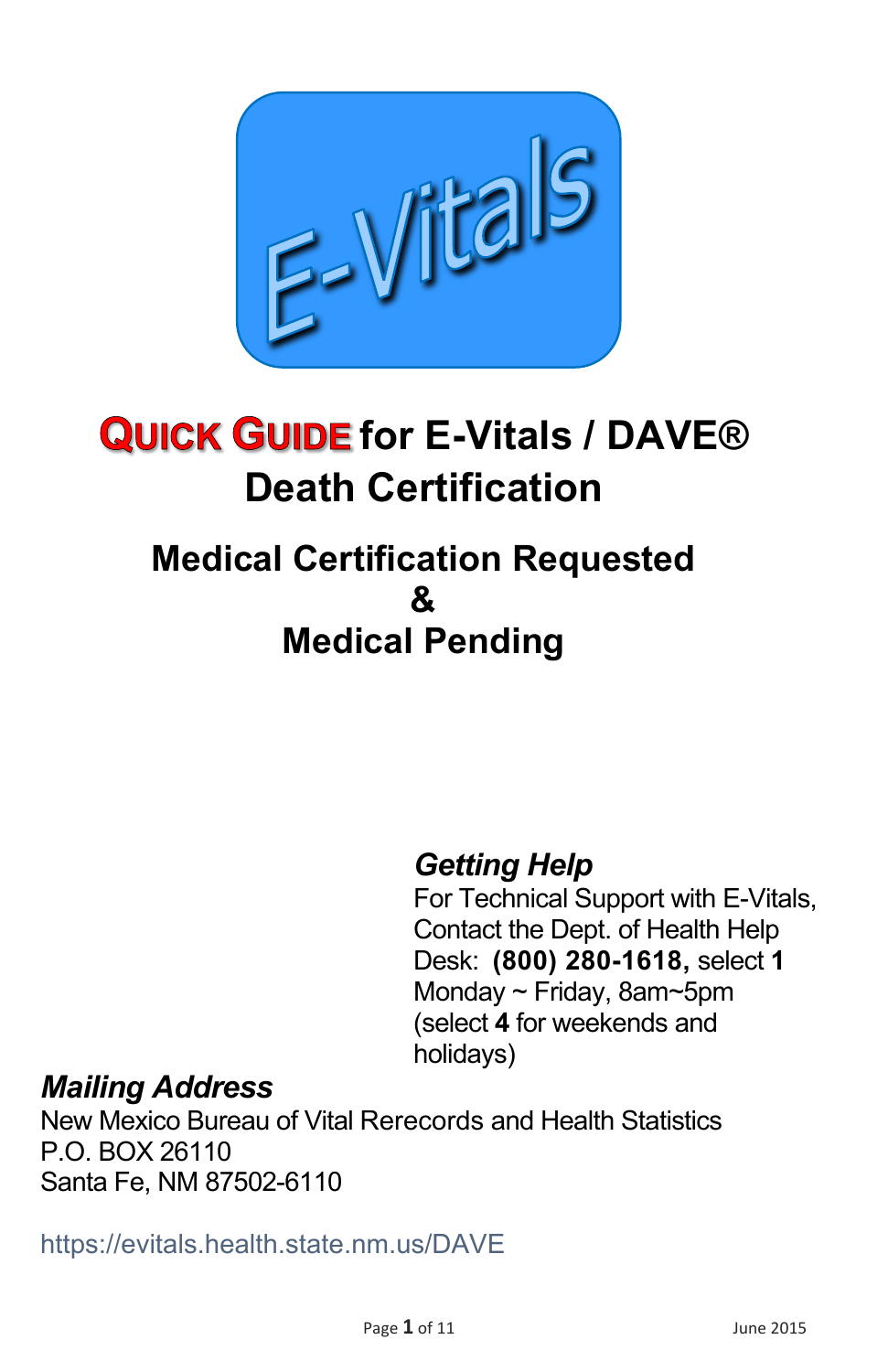E-Vitals

# QUICK GUIDE for E-Vitals / DAVE® Death Certification

## Medical Certification Requested & Medical Pending

### *Getting Help*

For Technical Support with E-Vitals, Contact the Dept. of Health Help Desk: **(800) 280-1618,** select **1** Monday ~ Friday, 8am~5pm (select **4** for weekends and holidays)

### *Mailing Address*

New Mexico Bureau of Vital Rerecords and Health Statistics
P.O. BOX 26110
Santa Fe, NM 87502-6110

https://evitals.health.state.nm.us/DAVE

June 2015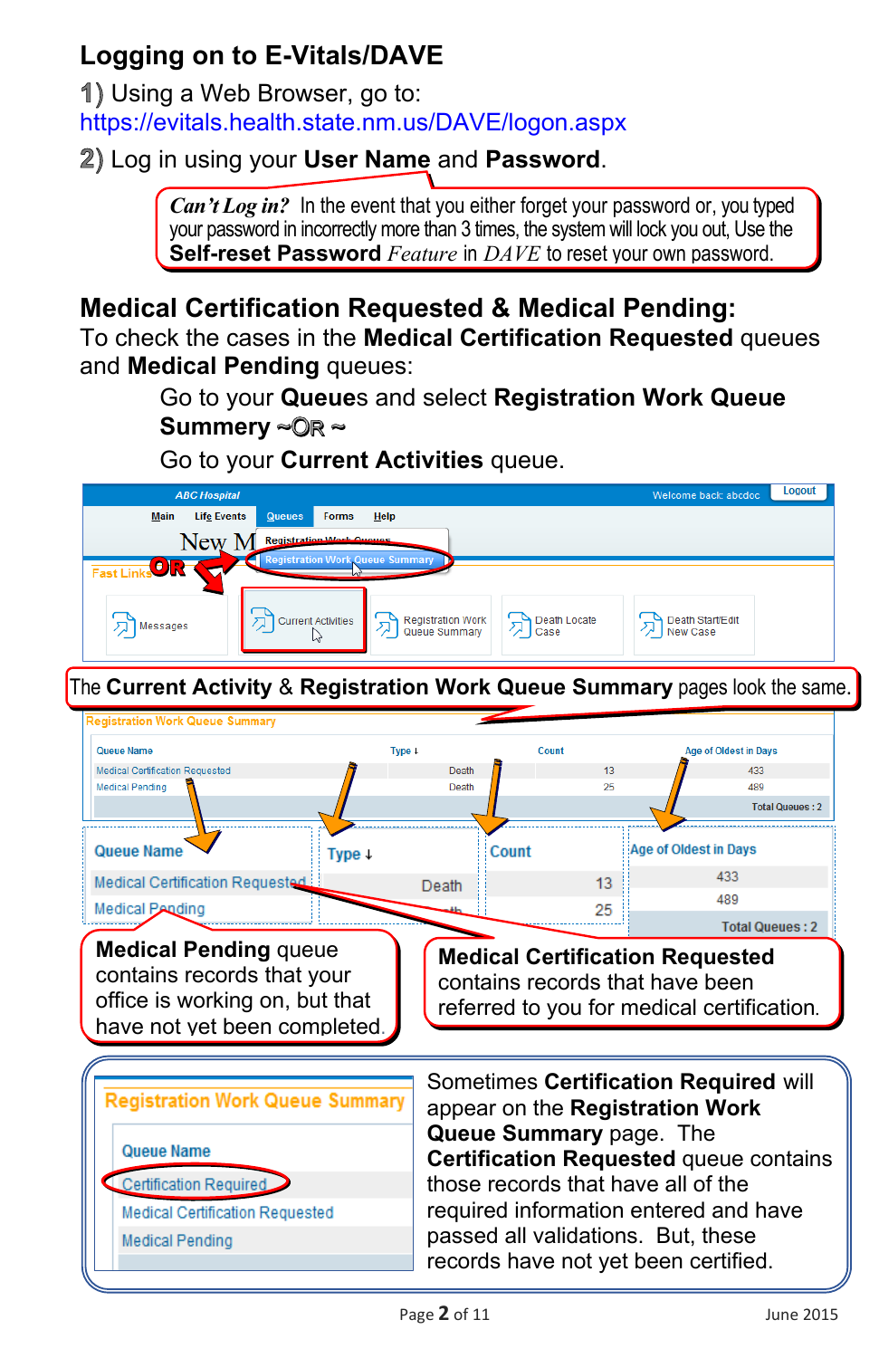## Logging on to E-Vitals/DAVE

1) Using a Web Browser, go to: https://evitals.health.state.nm.us/DAVE/logon.aspx

2) Log in using your **User Name** and **Password**.

> ***Can't Log in?*** In the event that you either forget your password or, you typed your password in incorrectly more than 3 times, the system will lock you out, Use the **Self-reset Password** *Feature* in *DAVE* to reset your own password.

## Medical Certification Requested & Medical Pending:

To check the cases in the **Medical Certification Requested** queues and **Medical Pending** queues:

Go to your **Queues** and select **Registration Work Queue Summery** ~OR ~

Go to your **Current Activities** queue.

The **Current Activity** & **Registration Work Queue Summary** pages look the same.

**Registration Work Queue Summary**

| Queue Name | Type ↓ | Count | Age of Oldest in Days |
|---|---|---|---|
| Medical Certification Requested | Death | 13 | 433 |
| Medical Pending | Death | 25 | 489 |
| | | | Total Queues : 2 |

**Medical Pending** queue contains records that your office is working on, but that have not yet been completed.

**Medical Certification Requested** contains records that have been referred to you for medical certification.

Sometimes **Certification Required** will appear on the **Registration Work Queue Summary** page. The **Certification Requested** queue contains those records that have all of the required information entered and have passed all validations. But, these records have not yet been certified.

**Registration Work Queue Summary**

| Queue Name |
|---|
| Certification Required |
| Medical Certification Requested |
| Medical Pending |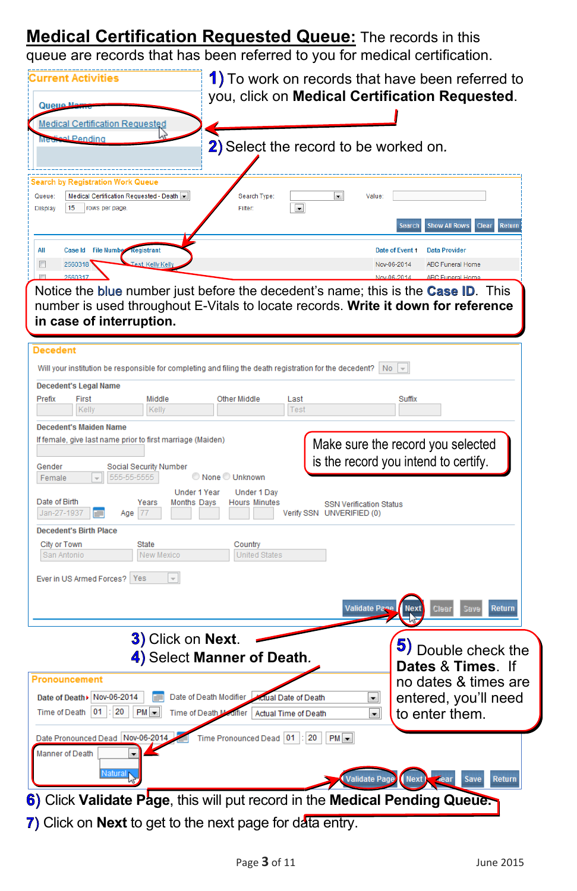**Medical Certification Requested Queue:** The records in this queue are records that has been referred to you for medical certification.

Current Activities

Queue Name

Medical Certification Requested

Medical Pending

**1)** To work on records that have been referred to you, click on **Medical Certification Requested**.

**2)** Select the record to be worked on.

Search by Registration Work Queue

Queue: Medical Certification Requested - Death &nbsp;&nbsp; Search Type: &nbsp;&nbsp; Value:

Display 15 rows per page. &nbsp;&nbsp; Filter:

Search | Show All Rows | Clear | Return

| All | Case Id | File Number | Registrant | Date of Event | Data Provider |
|---|---|---|---|---|---|
| | 2560318 | | Test, Kelly Kelly | Nov-06-2014 | ABC Funeral Home |
| | 2560317 | | | Nov-06-2014 | ABC Funeral Home |

Notice the blue number just before the decedent's name; this is the **Case ID**. This number is used throughout E-Vitals to locate records. **Write it down for reference in case of interruption.**

Decedent

Will your institution be responsible for completing and filing the death registration for the decedent? No

Decedent's Legal Name

Prefix | First: Kelly | Middle: Kelly | Other Middle | Last: Test | Suffix

Decedent's Maiden Name

If female, give last name prior to first marriage (Maiden)

Gender: Female &nbsp;&nbsp; Social Security Number: 555-55-5555 &nbsp;&nbsp; None &nbsp; Unknown

Date of Birth: Jan-27-1937 &nbsp;&nbsp; Age: Years 77 &nbsp;&nbsp; Under 1 Year: Months Days &nbsp;&nbsp; Under 1 Day: Hours Minutes &nbsp;&nbsp; Verify SSN &nbsp;&nbsp; SSN Verification Status: UNVERIFIED (0)

Decedent's Birth Place

City or Town: San Antonio &nbsp;&nbsp; State: New Mexico &nbsp;&nbsp; Country: United States

Ever in US Armed Forces? Yes

Validate Page | Next | Clear | Save | Return

Make sure the record you selected is the record you intend to certify.

**3)** Click on **Next**.

**4)** Select **Manner of Death**.

**5)** Double check the **Dates** & **Times**. If no dates & times are entered, you'll need to enter them.

Pronouncement

Date of Death: Nov-06-2014 &nbsp;&nbsp; Date of Death Modifier: Actual Date of Death

Time of Death: 01 : 20 PM &nbsp;&nbsp; Time of Death Modifier: Actual Time of Death

Date Pronounced Dead: Nov-06-2014 &nbsp;&nbsp; Time Pronounced Dead: 01 : 20 PM

Manner of Death: Natural

Validate Page | Next | Clear | Save | Return

**6)** Click **Validate Page**, this will put record in the **Medical Pending Queue**.

**7)** Click on **Next** to get to the next page for data entry.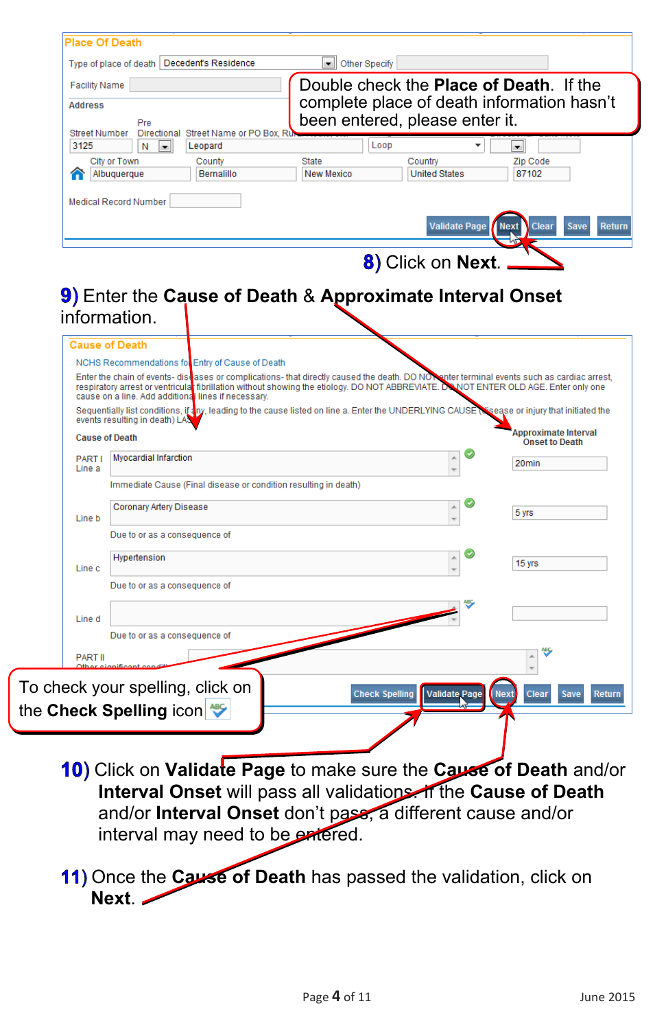**Place Of Death**

Type of place of death: Decedent's Residence — Other Specify

Facility Name

Address

| Street Number | Pre Directional | Street Name or PO Box, Rural Route, etc. | | | |
|---|---|---|---|---|---|
| 3125 | N | Leopard | Loop | | |

| City or Town | County | State | Country | Zip Code |
|---|---|---|---|---|
| Albuquerque | Bernalillo | New Mexico | United States | 87102 |

Medical Record Number

Validate Page | Next | Clear | Save | Return

Double check the **Place of Death**. If the complete place of death information hasn't been entered, please enter it.

**8)** Click on **Next**.

**9)** Enter the **Cause of Death** & **Approximate Interval Onset** information.

**Cause of Death**

NCHS Recommendations for Entry of Cause of Death

Enter the chain of events- diseases or complications- that directly caused the death. DO NOT enter terminal events such as cardiac arrest, respiratory arrest or ventricular fibrillation without showing the etiology. DO NOT ABBREVIATE. DO NOT ENTER OLD AGE. Enter only one cause on a line. Add additional lines if necessary.

Sequentially list conditions, if any, leading to the cause listed on line a. Enter the UNDERLYING CAUSE (disease or injury that initiated the events resulting in death) LAST.

| Cause of Death | | Approximate Interval Onset to Death |
|---|---|---|
| PART I Line a | Myocardial Infarction | 20min |
| | Immediate Cause (Final disease or condition resulting in death) | |
| Line b | Coronary Artery Disease | 5 yrs |
| | Due to or as a consequence of | |
| Line c | Hypertension | 15 yrs |
| | Due to or as a consequence of | |
| Line d | | |
| | Due to or as a consequence of | |
| PART II Other significant conditions | | |

Check Spelling | Validate Page | Next | Clear | Save | Return

To check your spelling, click on the **Check Spelling** icon

**10)** Click on **Validate Page** to make sure the **Cause of Death** and/or **Interval Onset** will pass all validations. If the **Cause of Death** and/or **Interval Onset** don't pass, a different cause and/or interval may need to be entered.

**11)** Once the **Cause of Death** has passed the validation, click on **Next**.

June 2015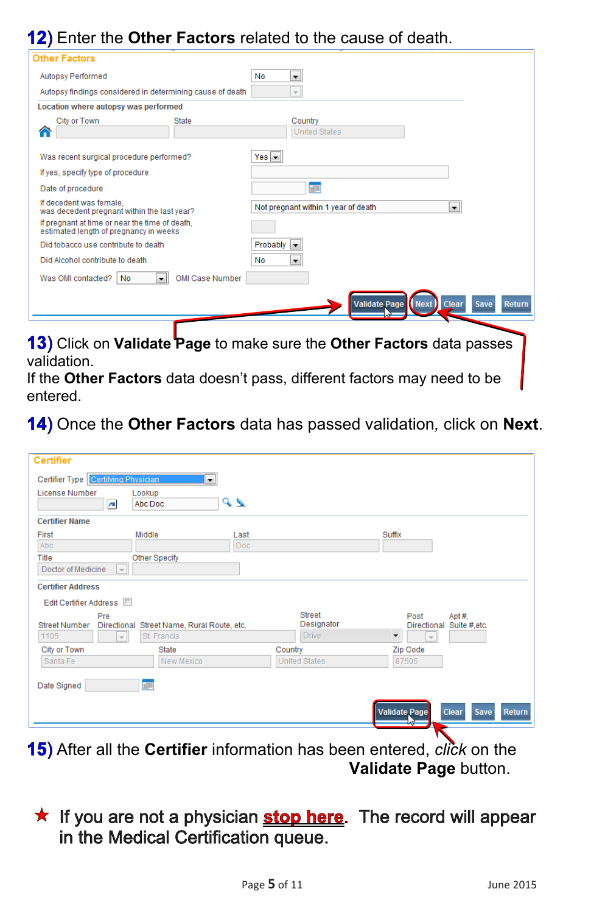**12)** Enter the **Other Factors** related to the cause of death.

**Other Factors**

| Field | Value |
|---|---|
| Autopsy Performed | No |
| Autopsy findings considered in determining cause of death | |

**Location where autopsy was performed**

| City or Town | State | Country |
|---|---|---|
| | | United States |

| Field | Value |
|---|---|
| Was recent surgical procedure performed? | Yes |
| If yes, specify type of procedure | |
| Date of procedure | |
| If decedent was female, was decedent pregnant within the last year? | Not pregnant within 1 year of death |
| If pregnant at time or near the time of death, estimated length of pregnancy in weeks | |
| Did tobacco use contribute to death | Probably |
| Did Alcohol contribute to death | No |
| Was OMI contacted? | No |
| OMI Case Number | |

Validate Page | Next | Clear | Save | Return

**13)** Click on **Validate Page** to make sure the **Other Factors** data passes validation.
If the **Other Factors** data doesn't pass, different factors may need to be entered.

**14)** Once the **Other Factors** data has passed validation, click on **Next**.

**Certifier**

| Field | Value |
|---|---|
| Certifier Type | Certifying Physician |
| License Number | |
| Lookup | Abc Doc |

**Certifier Name**

| First | Middle | Last | Suffix |
|---|---|---|---|
| Abc | | Doc | |

| Title | Other Specify |
|---|---|
| Doctor of Medicine | |

**Certifier Address**

Edit Certifier Address

| Street Number | Pre Directional | Street Name, Rural Route, etc. | Street Designator | Post Directional | Apt #, Suite #,etc. |
|---|---|---|---|---|---|
| 1105 | | St. Francis | Drive | | |

| City or Town | State | Country | Zip Code |
|---|---|---|---|
| Santa Fe | New Mexico | United States | 87505 |

Date Signed

Validate Page | Clear | Save | Return

**15)** After all the **Certifier** information has been entered, *click* on the **Validate Page** button.

★ If you are not a physician **stop here**. The record will appear in the Medical Certification queue.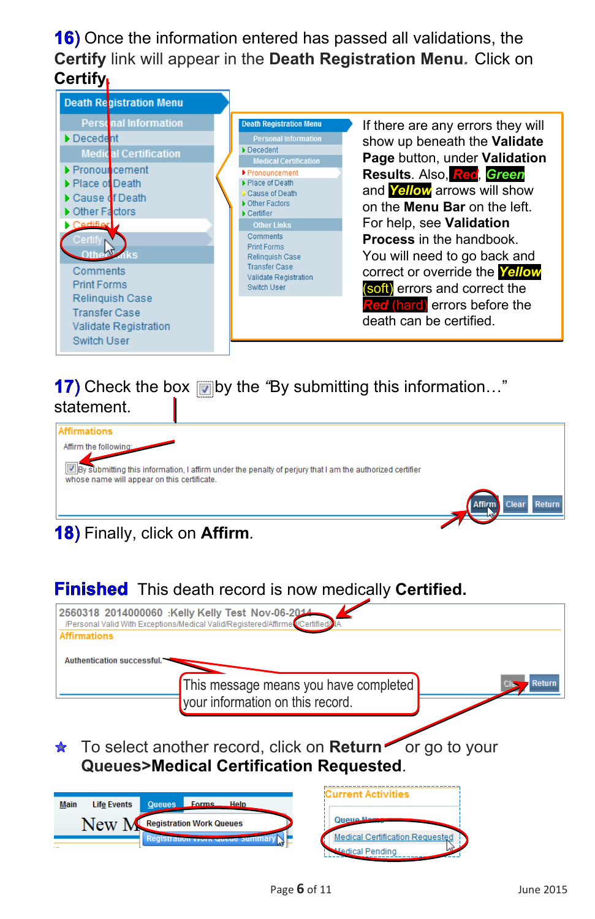**16)** Once the information entered has passed all validations, the **Certify** link will appear in the **Death Registration Menu**. Click on **Certify**.

Death Registration Menu
Personal Information
- Decedent

Medical Certification
- Pronouncement
- Place of Death
- Cause of Death
- Other Factors
- Certifier
- Certify

Other Links
- Comments
- Print Forms
- Relinquish Case
- Transfer Case
- Validate Registration
- Switch User

If there are any errors they will show up beneath the **Validate Page** button, under **Validation Results**. Also, ***Red***, ***Green*** and ***Yellow*** arrows will show on the **Menu Bar** on the left. For help, see **Validation Process** in the handbook. You will need to go back and correct or override the ***Yellow*** (soft) errors and correct the ***Red*** (hard) errors before the death can be certified.

**17)** Check the box ☑ by the "By submitting this information…" statement.

Affirmations

Affirm the following:

☑ By submitting this information, I affirm under the penalty of perjury that I am the authorized certifier whose name will appear on this certificate.

Affirm | Clear | Return

**18)** Finally, click on **Affirm**.

**Finished** This death record is now medically **Certified.**

2560318 2014000060 :Kelly Kelly Test Nov-06-2014
/Personal Valid With Exceptions/Medical Valid/Registered/Affirmed/Certified/IA

Affirmations

Authentication successful.

This message means you have completed your information on this record.

Clear | Return

★ To select another record, click on **Return** or go to your **Queues>Medical Certification Requested**.

Main | Life Events | Queues | Forms | Help
- Registration Work Queues
- Registration Work Queue Summary

Current Activities
Queue Name
- Medical Certification Requested
- Medical Pending

June 2015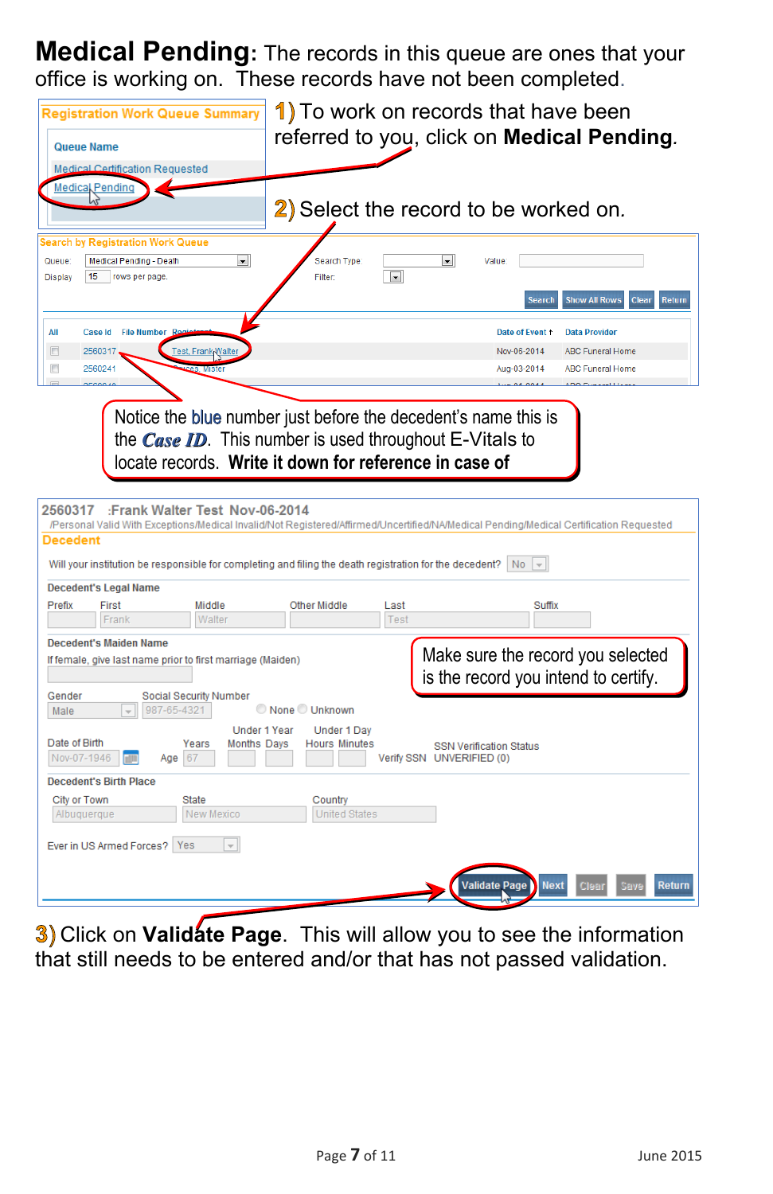**Medical Pending**: The records in this queue are ones that your office is working on. These records have not been completed.

Registration Work Queue Summary

Queue Name

Medical Certification Requested

Medical Pending

1) To work on records that have been referred to you, click on **Medical Pending**.

2) Select the record to be worked on.

Search by Registration Work Queue

Queue: Medical Pending - Death

Display 15 rows per page.

Search Type

Filter:

Value

Search | Show All Rows | Clear | Return

| All | Case Id | File Number | Registrant | Date of Event | Data Provider |
|---|---|---|---|---|---|
| | 2560317 | | Test, Frank Walter | Nov-06-2014 | ABC Funeral Home |
| | 2560241 | | Success, Mister | Aug-03-2014 | ABC Funeral Home |

Notice the blue number just before the decedent's name this is the ***Case ID***. This number is used throughout E-Vitals to locate records. **Write it down for reference in case of**

2560317 :Frank Walter Test Nov-06-2014

/Personal Valid With Exceptions/Medical Invalid/Not Registered/Affirmed/Uncertified/NA/Medical Pending/Medical Certification Requested

Decedent

Will your institution be responsible for completing and filing the death registration for the decedent? No

Decedent's Legal Name

| Prefix | First | Middle | Other Middle | Last | Suffix |
|---|---|---|---|---|---|
| | Frank | Walter | | Test | |

Decedent's Maiden Name

If female, give last name prior to first marriage (Maiden)

Make sure the record you selected is the record you intend to certify.

Gender: Male

Social Security Number: 987-65-4321 None Unknown

Date of Birth: Nov-07-1946

Age: Years 67

Under 1 Year: Months Days

Under 1 Day: Hours Minutes

Verify SSN

SSN Verification Status: UNVERIFIED (0)

Decedent's Birth Place

| City or Town | State | Country |
|---|---|---|
| Albuquerque | New Mexico | United States |

Ever in US Armed Forces? Yes

Validate Page | Next | Clear | Save | Return

3) Click on **Validate Page**. This will allow you to see the information that still needs to be entered and/or that has not passed validation.

June 2015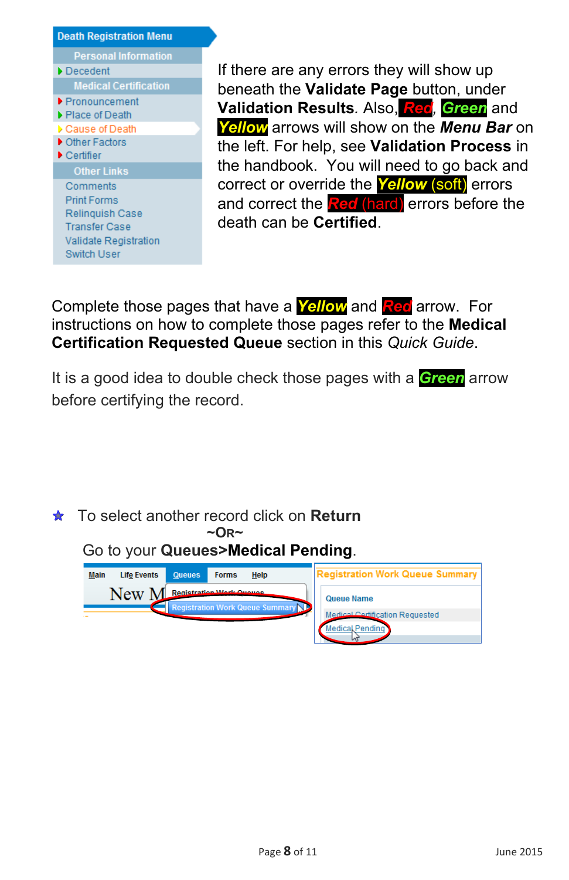If there are any errors they will show up beneath the **Validate Page** button, under **Validation Results**. Also, ***Red***, ***Green*** and ***Yellow*** arrows will show on the ***Menu Bar*** on the left. For help, see **Validation Process** in the handbook. You will need to go back and correct or override the ***Yellow* (soft)** errors and correct the ***Red* (hard)** errors before the death can be **Certified**.

Complete those pages that have a ***Yellow*** and ***Red*** arrow. For instructions on how to complete those pages refer to the **Medical Certification Requested Queue** section in this *Quick Guide*.

It is a good idea to double check those pages with a ***Green*** arrow before certifying the record.

- To select another record click on **Return**

~OR~

Go to your **Queues>Medical Pending**.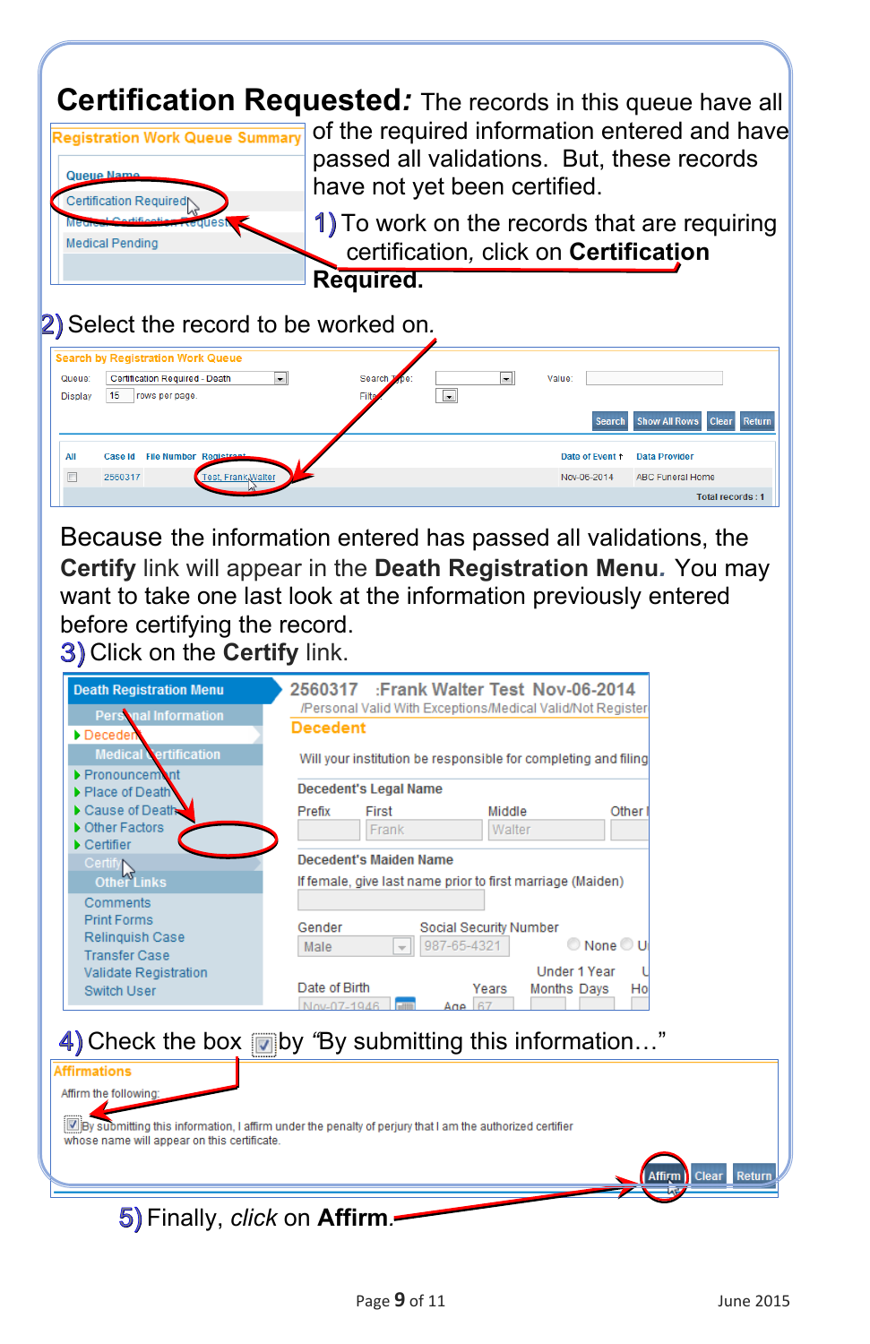# Certification Requested: The records in this queue have all of the required information entered and have passed all validations. But, these records have not yet been certified.

**1)** To work on the records that are requiring certification, click on **Certification Required.**

**2)** Select the record to be worked on.

Because the information entered has passed all validations, the **Certify** link will appear in the **Death Registration Menu**. You may want to take one last look at the information previously entered before certifying the record.

**3)** Click on the **Certify** link.

**4)** Check the box by "By submitting this information…"

**5)** Finally, *click* on **Affirm.**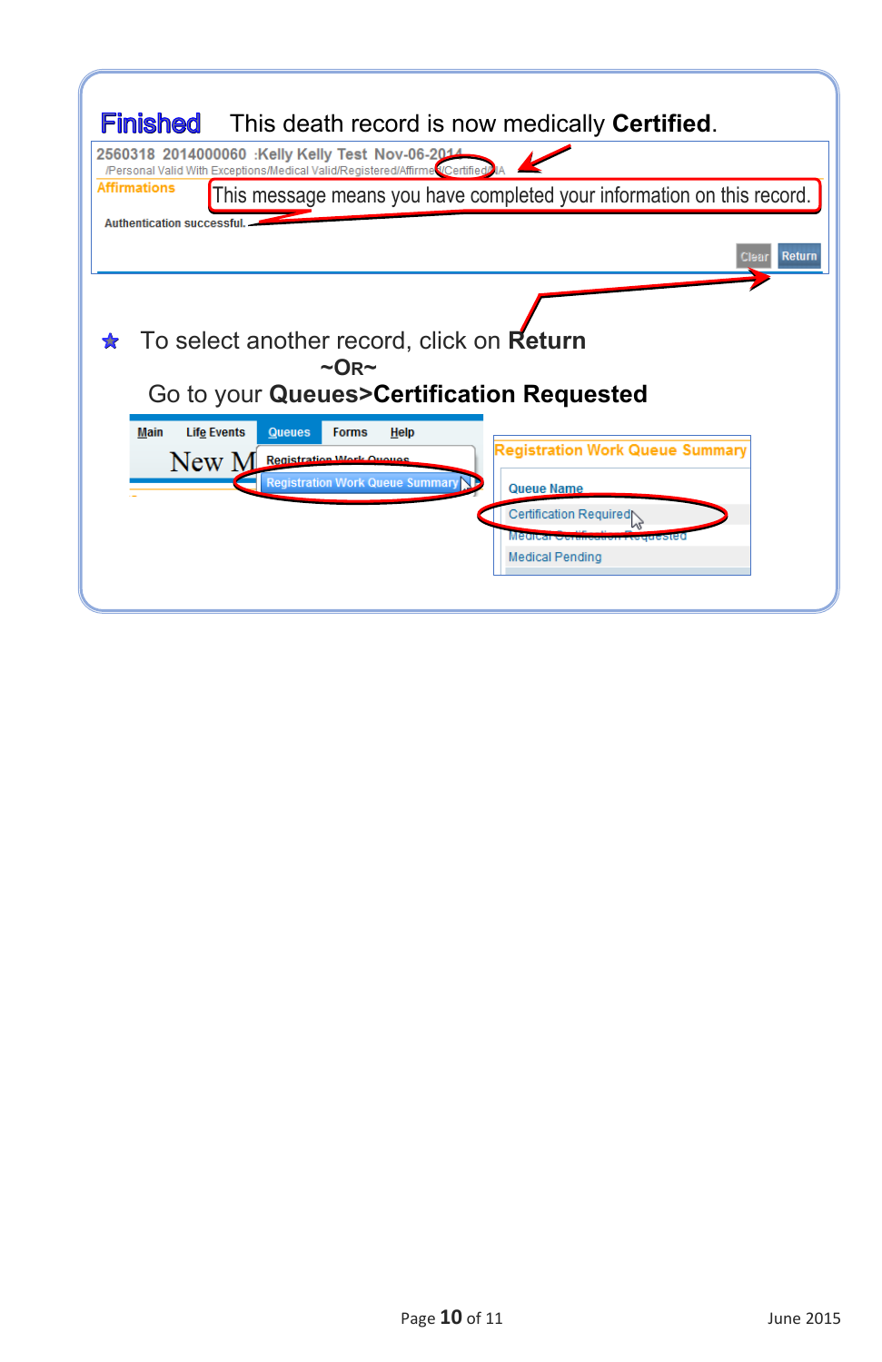**Finished** This death record is now medically **Certified**.

2560318 2014000060 :Kelly Kelly Test Nov-06-2014
/Personal Valid With Exceptions/Medical Valid/Registered/Affirmed/Certified/NA

Affirmations

This message means you have completed your information on this record.

Authentication successful.

Clear Return

- To select another record, click on **Return**

~OR~

Go to your **Queues>Certification Requested**

Main | Life Events | Queues | Forms | Help

Registration Work Queues
Registration Work Queue Summary

Registration Work Queue Summary

Queue Name
Certification Required
Medical Certification Requested
Medical Pending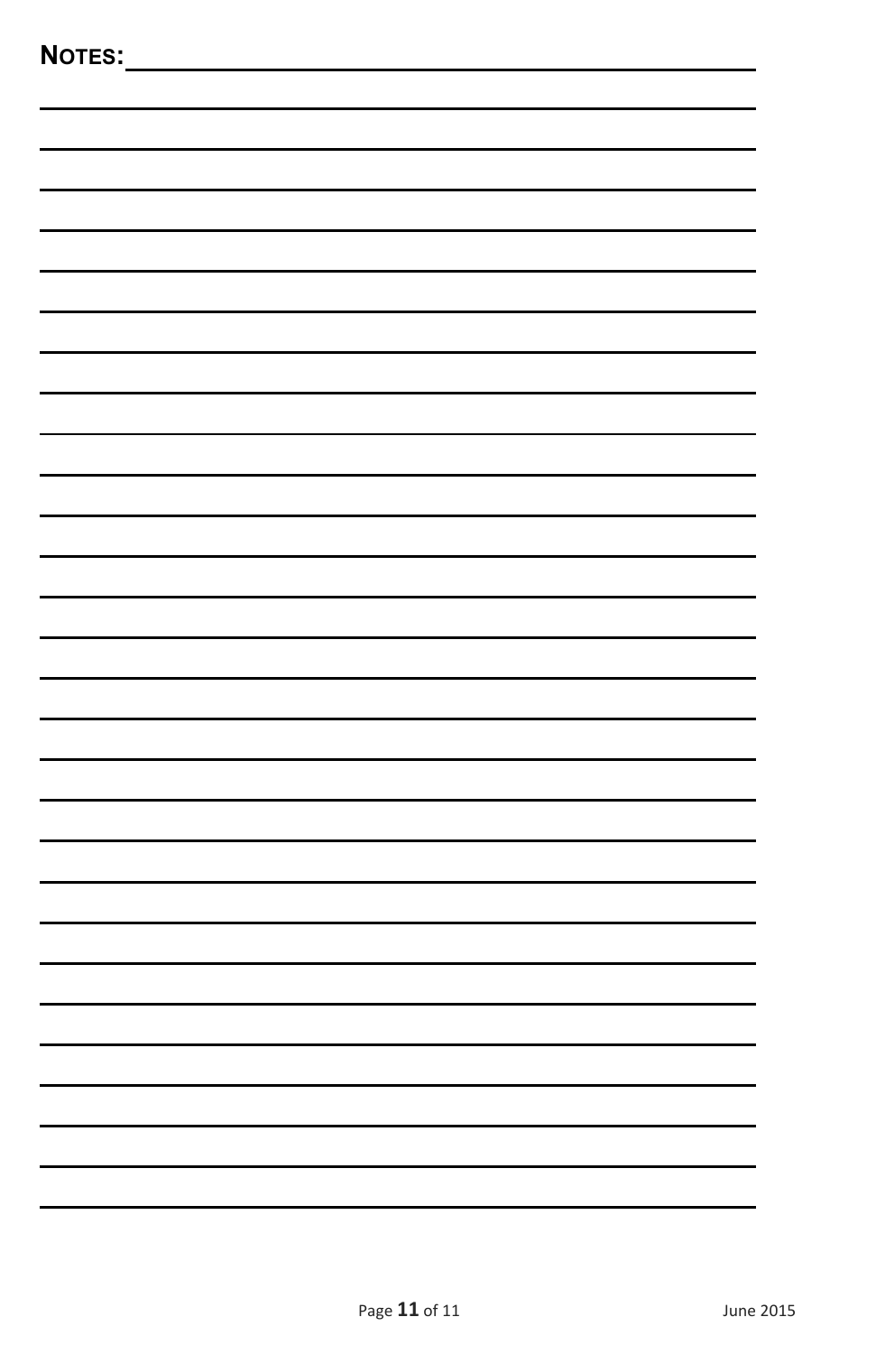**NOTES:**